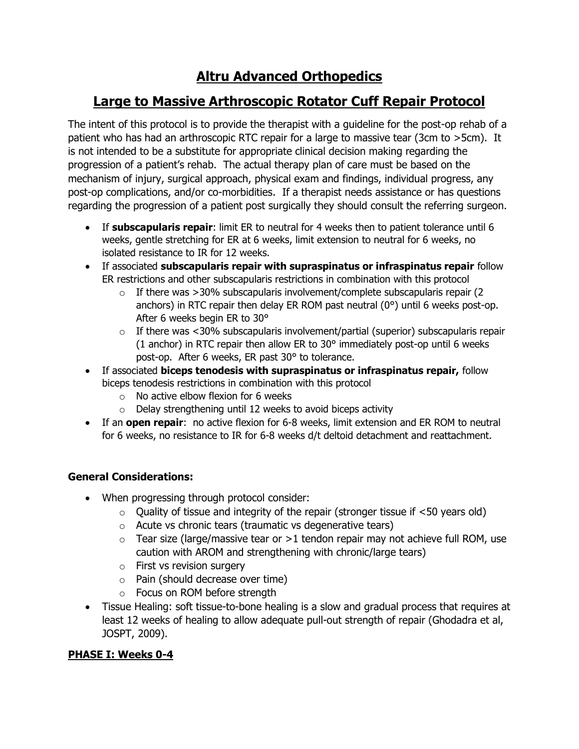# Altru Advanced Orthopedics

# Large to Massive Arthroscopic Rotator Cuff Repair Protocol

The intent of this protocol is to provide the therapist with a guideline for the post-op rehab of a patient who has had an arthroscopic RTC repair for a large to massive tear (3cm to >5cm). It is not intended to be a substitute for appropriate clinical decision making regarding the progression of a patient's rehab. The actual therapy plan of care must be based on the mechanism of injury, surgical approach, physical exam and findings, individual progress, any post-op complications, and/or co-morbidities. If a therapist needs assistance or has questions regarding the progression of a patient post surgically they should consult the referring surgeon.

- If **subscapularis repair**: limit ER to neutral for 4 weeks then to patient tolerance until 6 weeks, gentle stretching for ER at 6 weeks, limit extension to neutral for 6 weeks, no isolated resistance to IR for 12 weeks.
- If associated **subscapularis repair with supraspinatus or infraspinatus repair** follow ER restrictions and other subscapularis restrictions in combination with this protocol
  - If there was >30% subscapularis involvement/complete subscapularis repair (2 anchors) in RTC repair then delay ER ROM past neutral (0°) until 6 weeks post-op. After 6 weeks begin ER to 30°
  - If there was <30% subscapularis involvement/partial (superior) subscapularis repair (1 anchor) in RTC repair then allow ER to 30° immediately post-op until 6 weeks post-op. After 6 weeks, ER past 30° to tolerance.
- If associated **biceps tenodesis with supraspinatus or infraspinatus repair,** follow biceps tenodesis restrictions in combination with this protocol
  - No active elbow flexion for 6 weeks
  - Delay strengthening until 12 weeks to avoid biceps activity
- If an **open repair**: no active flexion for 6-8 weeks, limit extension and ER ROM to neutral for 6 weeks, no resistance to IR for 6-8 weeks d/t deltoid detachment and reattachment.

**General Considerations:**

- When progressing through protocol consider:
  - Quality of tissue and integrity of the repair (stronger tissue if <50 years old)
  - Acute vs chronic tears (traumatic vs degenerative tears)
  - Tear size (large/massive tear or >1 tendon repair may not achieve full ROM, use caution with AROM and strengthening with chronic/large tears)
  - First vs revision surgery
  - Pain (should decrease over time)
  - Focus on ROM before strength
- Tissue Healing: soft tissue-to-bone healing is a slow and gradual process that requires at least 12 weeks of healing to allow adequate pull-out strength of repair (Ghodadra et al, JOSPT, 2009).

**PHASE I: Weeks 0-4**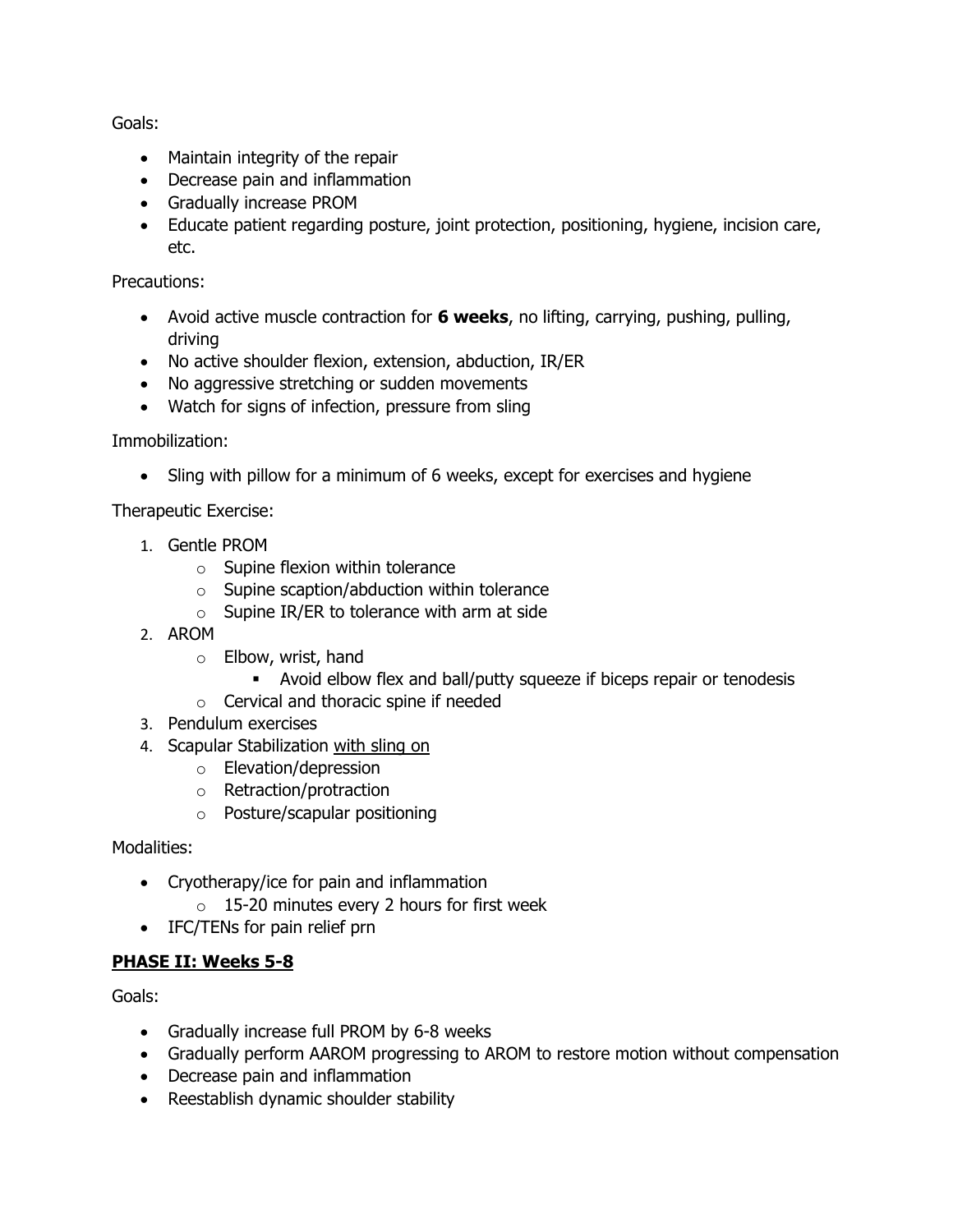Goals:

- Maintain integrity of the repair
- Decrease pain and inflammation
- Gradually increase PROM
- Educate patient regarding posture, joint protection, positioning, hygiene, incision care, etc.

Precautions:

- Avoid active muscle contraction for **6 weeks**, no lifting, carrying, pushing, pulling, driving
- No active shoulder flexion, extension, abduction, IR/ER
- No aggressive stretching or sudden movements
- Watch for signs of infection, pressure from sling

Immobilization:

- Sling with pillow for a minimum of 6 weeks, except for exercises and hygiene

Therapeutic Exercise:

1. Gentle PROM
   - Supine flexion within tolerance
   - Supine scaption/abduction within tolerance
   - Supine IR/ER to tolerance with arm at side
2. AROM
   - Elbow, wrist, hand
     - Avoid elbow flex and ball/putty squeeze if biceps repair or tenodesis
   - Cervical and thoracic spine if needed
3. Pendulum exercises
4. Scapular Stabilization <u>with sling on</u>
   - Elevation/depression
   - Retraction/protraction
   - Posture/scapular positioning

Modalities:

- Cryotherapy/ice for pain and inflammation
  - 15-20 minutes every 2 hours for first week
- IFC/TENs for pain relief prn

## PHASE II: Weeks 5-8

Goals:

- Gradually increase full PROM by 6-8 weeks
- Gradually perform AAROM progressing to AROM to restore motion without compensation
- Decrease pain and inflammation
- Reestablish dynamic shoulder stability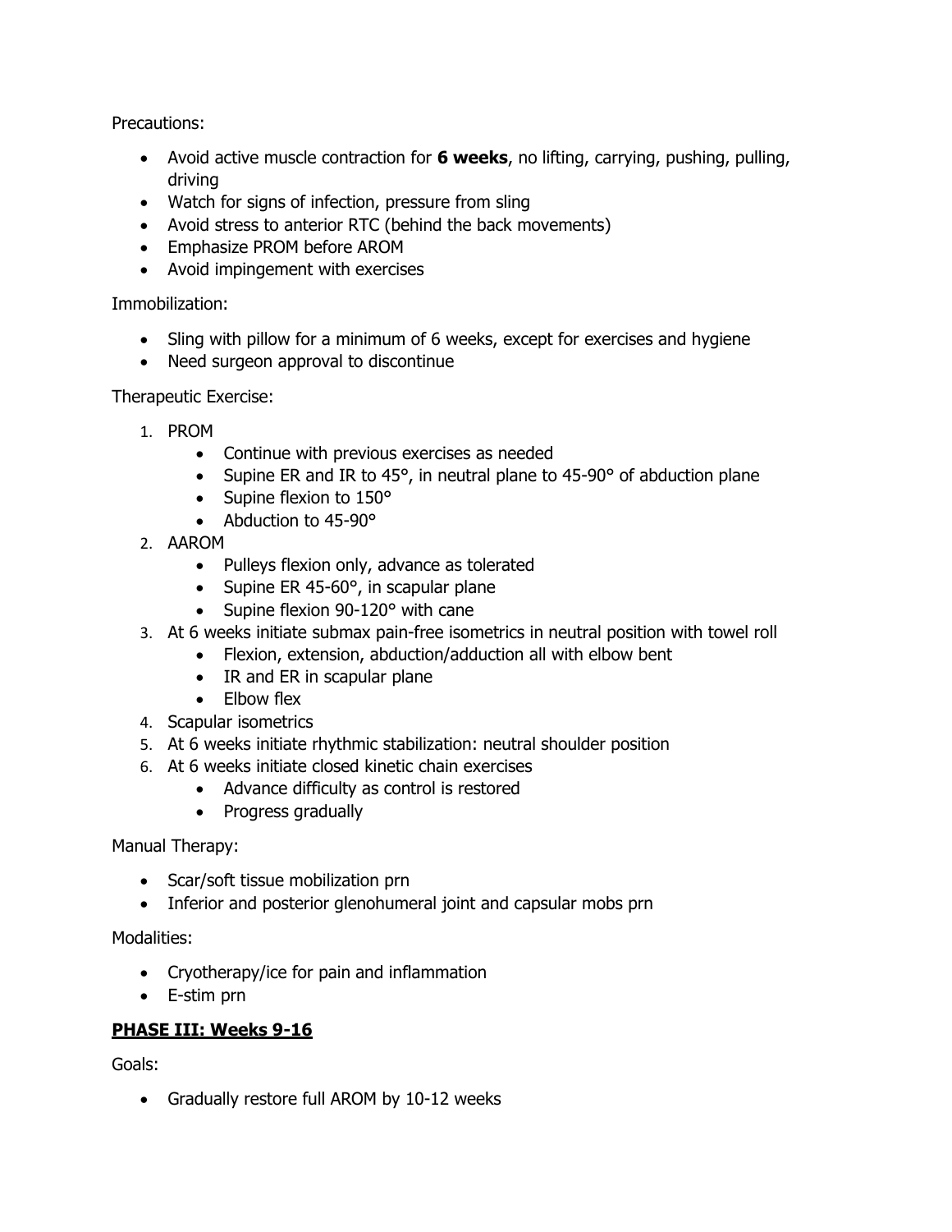Precautions:

- Avoid active muscle contraction for **6 weeks**, no lifting, carrying, pushing, pulling, driving
- Watch for signs of infection, pressure from sling
- Avoid stress to anterior RTC (behind the back movements)
- Emphasize PROM before AROM
- Avoid impingement with exercises

Immobilization:

- Sling with pillow for a minimum of 6 weeks, except for exercises and hygiene
- Need surgeon approval to discontinue

Therapeutic Exercise:

1. PROM
   - Continue with previous exercises as needed
   - Supine ER and IR to 45°, in neutral plane to 45-90° of abduction plane
   - Supine flexion to 150°
   - Abduction to 45-90°
2. AAROM
   - Pulleys flexion only, advance as tolerated
   - Supine ER 45-60°, in scapular plane
   - Supine flexion 90-120° with cane
3. At 6 weeks initiate submax pain-free isometrics in neutral position with towel roll
   - Flexion, extension, abduction/adduction all with elbow bent
   - IR and ER in scapular plane
   - Elbow flex
4. Scapular isometrics
5. At 6 weeks initiate rhythmic stabilization: neutral shoulder position
6. At 6 weeks initiate closed kinetic chain exercises
   - Advance difficulty as control is restored
   - Progress gradually

Manual Therapy:

- Scar/soft tissue mobilization prn
- Inferior and posterior glenohumeral joint and capsular mobs prn

Modalities:

- Cryotherapy/ice for pain and inflammation
- E-stim prn

## **PHASE III: Weeks 9-16**

Goals:

- Gradually restore full AROM by 10-12 weeks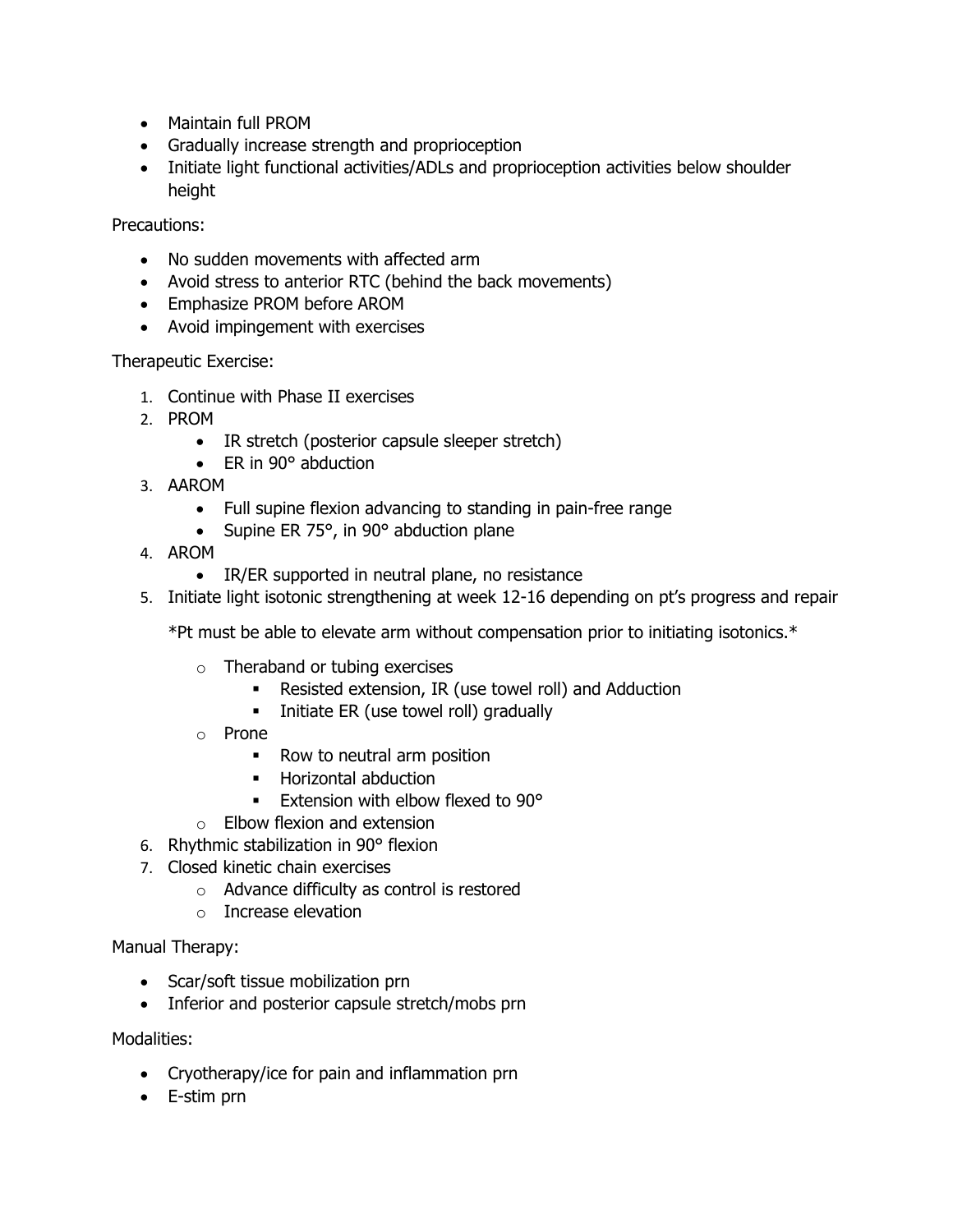- Maintain full PROM
- Gradually increase strength and proprioception
- Initiate light functional activities/ADLs and proprioception activities below shoulder height

Precautions:

- No sudden movements with affected arm
- Avoid stress to anterior RTC (behind the back movements)
- Emphasize PROM before AROM
- Avoid impingement with exercises

Therapeutic Exercise:

1. Continue with Phase II exercises
2. PROM
    - IR stretch (posterior capsule sleeper stretch)
    - ER in 90° abduction
3. AAROM
    - Full supine flexion advancing to standing in pain-free range
    - Supine ER 75°, in 90° abduction plane
4. AROM
    - IR/ER supported in neutral plane, no resistance
5. Initiate light isotonic strengthening at week 12-16 depending on pt's progress and repair

    *Pt must be able to elevate arm without compensation prior to initiating isotonics.*

    - Theraband or tubing exercises
        - Resisted extension, IR (use towel roll) and Adduction
        - Initiate ER (use towel roll) gradually
    - Prone
        - Row to neutral arm position
        - Horizontal abduction
        - Extension with elbow flexed to 90°
    - Elbow flexion and extension
6. Rhythmic stabilization in 90° flexion
7. Closed kinetic chain exercises
    - Advance difficulty as control is restored
    - Increase elevation

Manual Therapy:

- Scar/soft tissue mobilization prn
- Inferior and posterior capsule stretch/mobs prn

Modalities:

- Cryotherapy/ice for pain and inflammation prn
- E-stim prn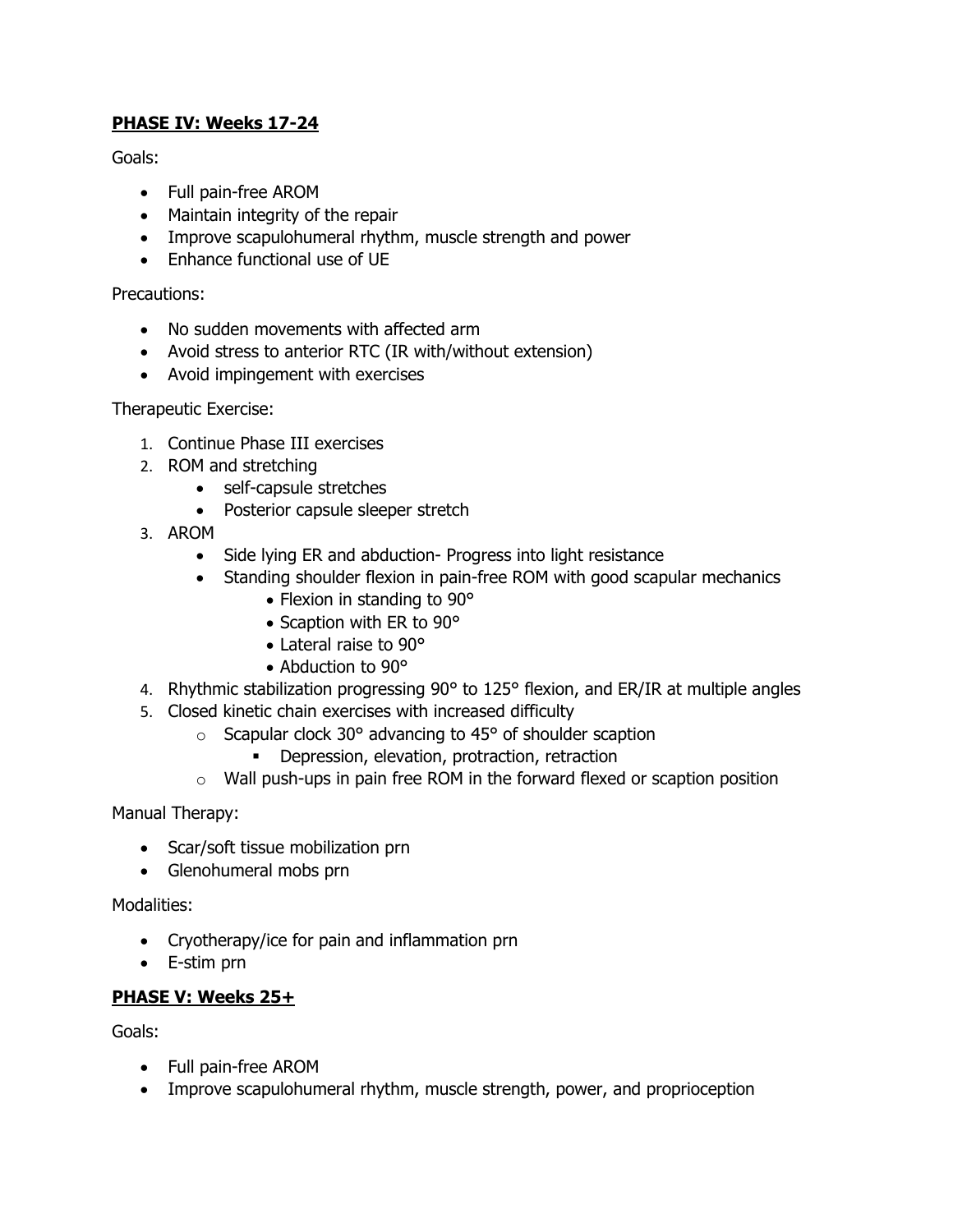**PHASE IV: Weeks 17-24**

Goals:

- Full pain-free AROM
- Maintain integrity of the repair
- Improve scapulohumeral rhythm, muscle strength and power
- Enhance functional use of UE

Precautions:

- No sudden movements with affected arm
- Avoid stress to anterior RTC (IR with/without extension)
- Avoid impingement with exercises

Therapeutic Exercise:

1. Continue Phase III exercises
2. ROM and stretching
    - self-capsule stretches
    - Posterior capsule sleeper stretch
3. AROM
    - Side lying ER and abduction- Progress into light resistance
    - Standing shoulder flexion in pain-free ROM with good scapular mechanics
        - Flexion in standing to 90°
        - Scaption with ER to 90°
        - Lateral raise to 90°
        - Abduction to 90°
4. Rhythmic stabilization progressing 90° to 125° flexion, and ER/IR at multiple angles
5. Closed kinetic chain exercises with increased difficulty
    - Scapular clock 30° advancing to 45° of shoulder scaption
        - Depression, elevation, protraction, retraction
    - Wall push-ups in pain free ROM in the forward flexed or scaption position

Manual Therapy:

- Scar/soft tissue mobilization prn
- Glenohumeral mobs prn

Modalities:

- Cryotherapy/ice for pain and inflammation prn
- E-stim prn

**PHASE V: Weeks 25+**

Goals:

- Full pain-free AROM
- Improve scapulohumeral rhythm, muscle strength, power, and proprioception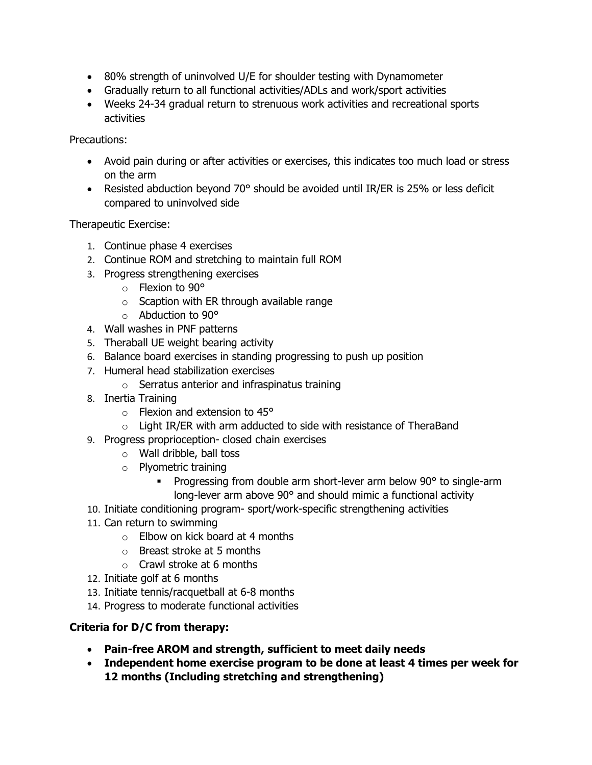- 80% strength of uninvolved U/E for shoulder testing with Dynamometer
- Gradually return to all functional activities/ADLs and work/sport activities
- Weeks 24-34 gradual return to strenuous work activities and recreational sports activities

Precautions:

- Avoid pain during or after activities or exercises, this indicates too much load or stress on the arm
- Resisted abduction beyond 70° should be avoided until IR/ER is 25% or less deficit compared to uninvolved side

Therapeutic Exercise:

1. Continue phase 4 exercises
2. Continue ROM and stretching to maintain full ROM
3. Progress strengthening exercises
   - Flexion to 90°
   - Scaption with ER through available range
   - Abduction to 90°
4. Wall washes in PNF patterns
5. Theraball UE weight bearing activity
6. Balance board exercises in standing progressing to push up position
7. Humeral head stabilization exercises
   - Serratus anterior and infraspinatus training
8. Inertia Training
   - Flexion and extension to 45°
   - Light IR/ER with arm adducted to side with resistance of TheraBand
9. Progress proprioception- closed chain exercises
   - Wall dribble, ball toss
   - Plyometric training
     - Progressing from double arm short-lever arm below 90° to single-arm long-lever arm above 90° and should mimic a functional activity
10. Initiate conditioning program- sport/work-specific strengthening activities
11. Can return to swimming
    - Elbow on kick board at 4 months
    - Breast stroke at 5 months
    - Crawl stroke at 6 months
12. Initiate golf at 6 months
13. Initiate tennis/racquetball at 6-8 months
14. Progress to moderate functional activities

**Criteria for D/C from therapy:**

- **Pain-free AROM and strength, sufficient to meet daily needs**
- **Independent home exercise program to be done at least 4 times per week for 12 months (Including stretching and strengthening)**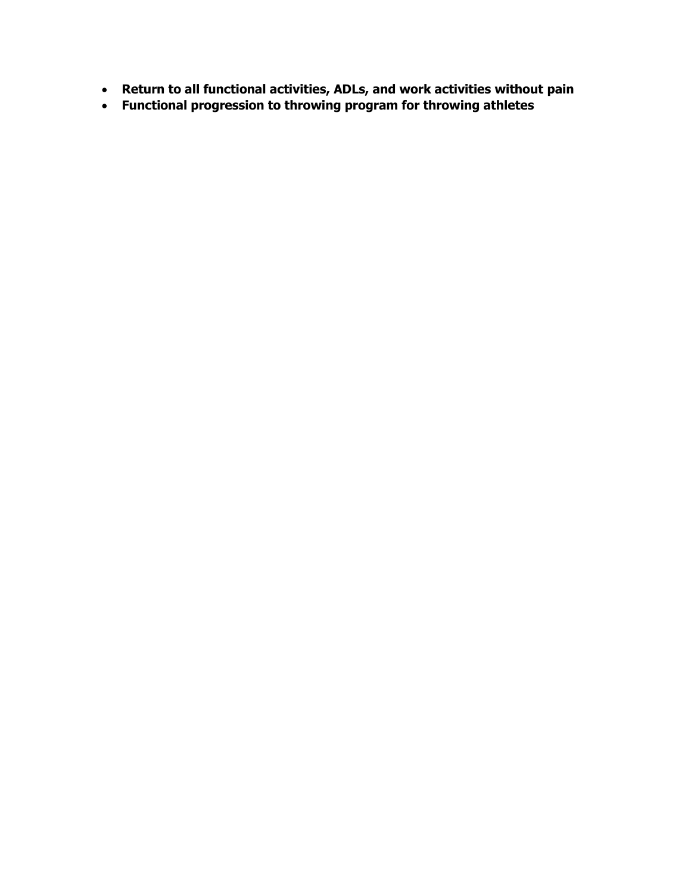- **Return to all functional activities, ADLs, and work activities without pain**
- **Functional progression to throwing program for throwing athletes**